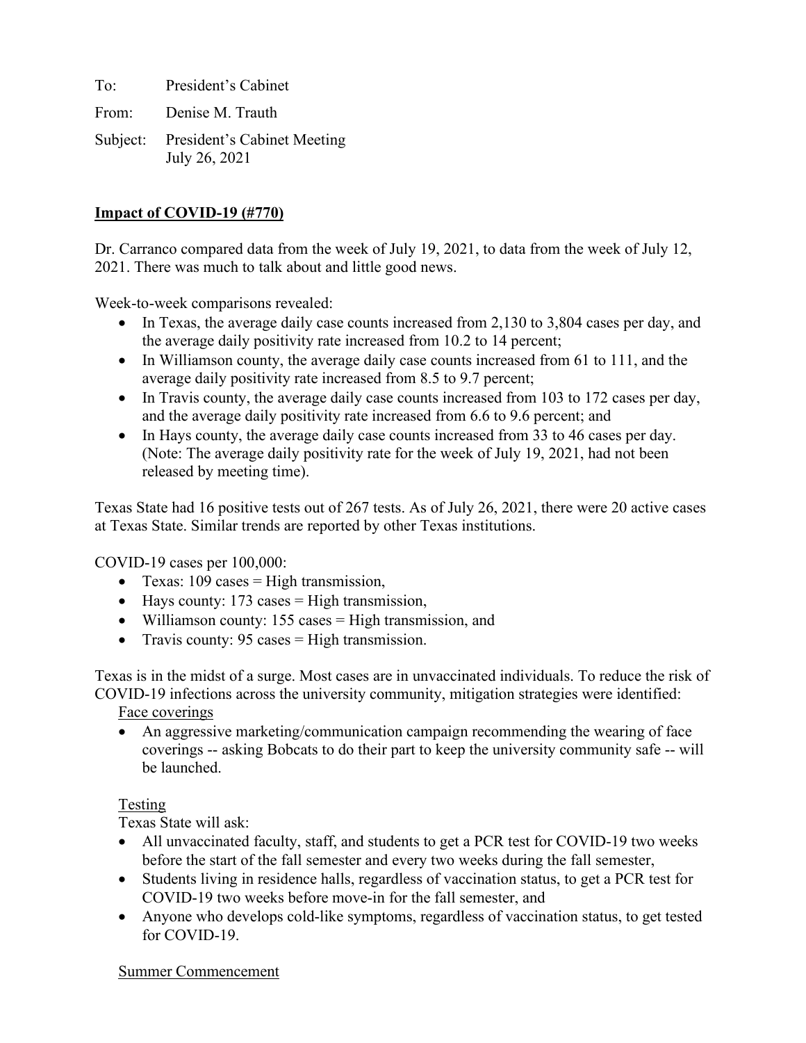To: President's Cabinet

From: Denise M. Trauth

Subject: President's Cabinet Meeting
July 26, 2021

**Impact of COVID-19 (#770)**

Dr. Carranco compared data from the week of July 19, 2021, to data from the week of July 12, 2021. There was much to talk about and little good news.

Week-to-week comparisons revealed:

- In Texas, the average daily case counts increased from 2,130 to 3,804 cases per day, and the average daily positivity rate increased from 10.2 to 14 percent;
- In Williamson county, the average daily case counts increased from 61 to 111, and the average daily positivity rate increased from 8.5 to 9.7 percent;
- In Travis county, the average daily case counts increased from 103 to 172 cases per day, and the average daily positivity rate increased from 6.6 to 9.6 percent; and
- In Hays county, the average daily case counts increased from 33 to 46 cases per day. (Note: The average daily positivity rate for the week of July 19, 2021, had not been released by meeting time).

Texas State had 16 positive tests out of 267 tests. As of July 26, 2021, there were 20 active cases at Texas State. Similar trends are reported by other Texas institutions.

COVID-19 cases per 100,000:

- Texas: 109 cases = High transmission,
- Hays county: 173 cases = High transmission,
- Williamson county: 155 cases = High transmission, and
- Travis county: 95 cases = High transmission.

Texas is in the midst of a surge. Most cases are in unvaccinated individuals. To reduce the risk of COVID-19 infections across the university community, mitigation strategies were identified:

Face coverings

- An aggressive marketing/communication campaign recommending the wearing of face coverings -- asking Bobcats to do their part to keep the university community safe -- will be launched.

Testing

Texas State will ask:

- All unvaccinated faculty, staff, and students to get a PCR test for COVID-19 two weeks before the start of the fall semester and every two weeks during the fall semester,
- Students living in residence halls, regardless of vaccination status, to get a PCR test for COVID-19 two weeks before move-in for the fall semester, and
- Anyone who develops cold-like symptoms, regardless of vaccination status, to get tested for COVID-19.

Summer Commencement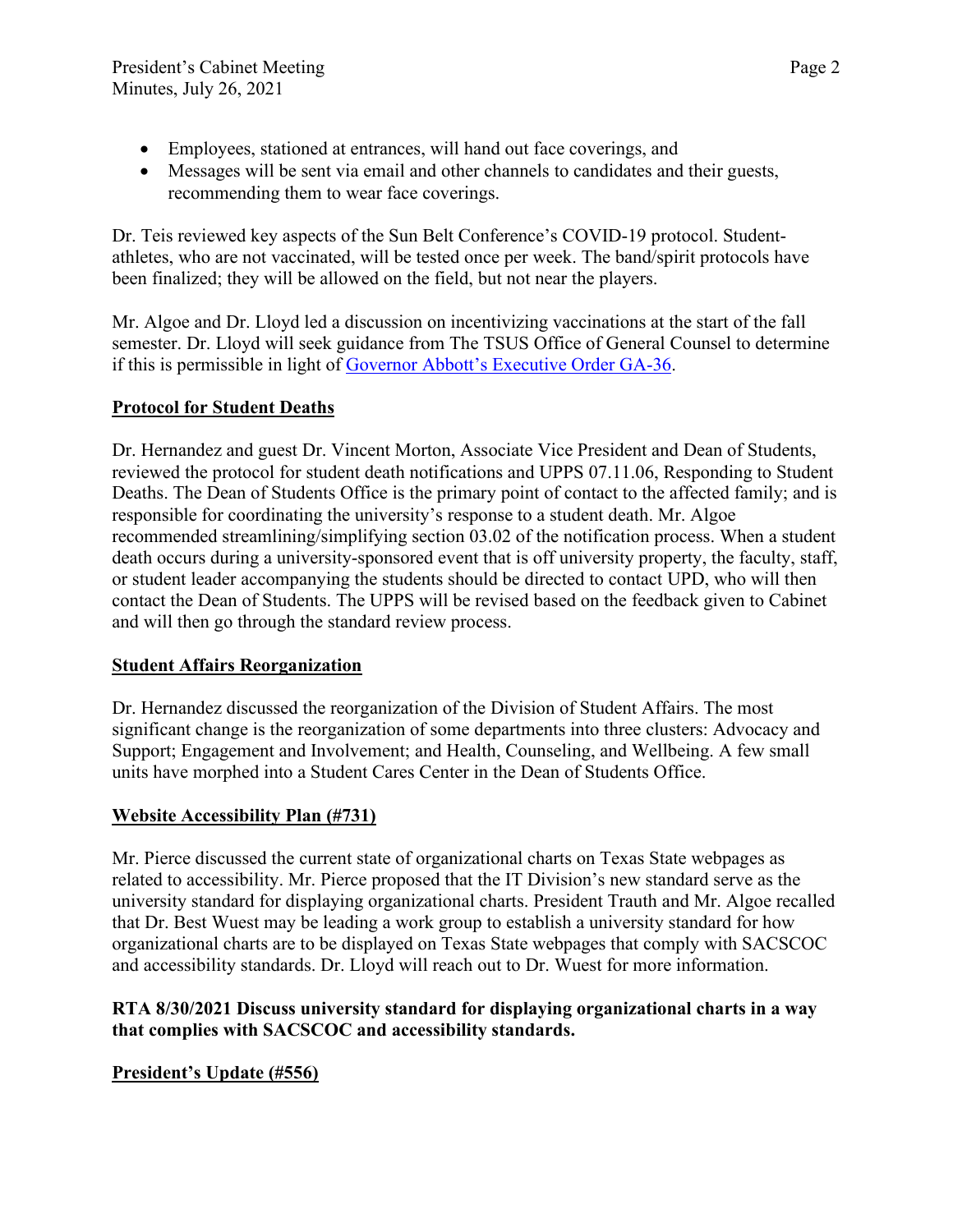- Employees, stationed at entrances, will hand out face coverings, and
- Messages will be sent via email and other channels to candidates and their guests, recommending them to wear face coverings.

Dr. Teis reviewed key aspects of the Sun Belt Conference's COVID-19 protocol. Student-athletes, who are not vaccinated, will be tested once per week. The band/spirit protocols have been finalized; they will be allowed on the field, but not near the players.

Mr. Algoe and Dr. Lloyd led a discussion on incentivizing vaccinations at the start of the fall semester. Dr. Lloyd will seek guidance from The TSUS Office of General Counsel to determine if this is permissible in light of Governor Abbott's Executive Order GA-36.

## Protocol for Student Deaths

Dr. Hernandez and guest Dr. Vincent Morton, Associate Vice President and Dean of Students, reviewed the protocol for student death notifications and UPPS 07.11.06, Responding to Student Deaths. The Dean of Students Office is the primary point of contact to the affected family; and is responsible for coordinating the university's response to a student death. Mr. Algoe recommended streamlining/simplifying section 03.02 of the notification process. When a student death occurs during a university-sponsored event that is off university property, the faculty, staff, or student leader accompanying the students should be directed to contact UPD, who will then contact the Dean of Students. The UPPS will be revised based on the feedback given to Cabinet and will then go through the standard review process.

## Student Affairs Reorganization

Dr. Hernandez discussed the reorganization of the Division of Student Affairs. The most significant change is the reorganization of some departments into three clusters: Advocacy and Support; Engagement and Involvement; and Health, Counseling, and Wellbeing. A few small units have morphed into a Student Cares Center in the Dean of Students Office.

## Website Accessibility Plan (#731)

Mr. Pierce discussed the current state of organizational charts on Texas State webpages as related to accessibility. Mr. Pierce proposed that the IT Division's new standard serve as the university standard for displaying organizational charts. President Trauth and Mr. Algoe recalled that Dr. Best Wuest may be leading a work group to establish a university standard for how organizational charts are to be displayed on Texas State webpages that comply with SACSCOC and accessibility standards. Dr. Lloyd will reach out to Dr. Wuest for more information.

**RTA 8/30/2021 Discuss university standard for displaying organizational charts in a way that complies with SACSCOC and accessibility standards.**

## President's Update (#556)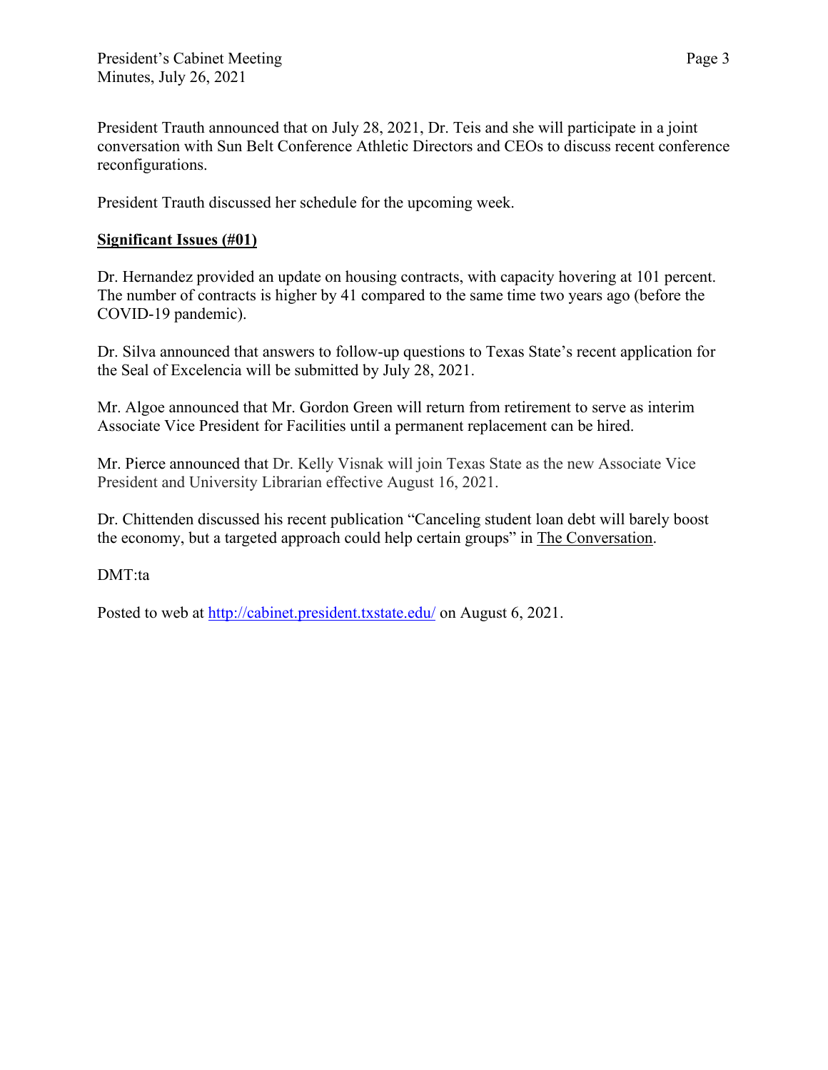President Trauth announced that on July 28, 2021, Dr. Teis and she will participate in a joint conversation with Sun Belt Conference Athletic Directors and CEOs to discuss recent conference reconfigurations.

President Trauth discussed her schedule for the upcoming week.

**Significant Issues (#01)**

Dr. Hernandez provided an update on housing contracts, with capacity hovering at 101 percent. The number of contracts is higher by 41 compared to the same time two years ago (before the COVID-19 pandemic).

Dr. Silva announced that answers to follow-up questions to Texas State's recent application for the Seal of Excelencia will be submitted by July 28, 2021.

Mr. Algoe announced that Mr. Gordon Green will return from retirement to serve as interim Associate Vice President for Facilities until a permanent replacement can be hired.

Mr. Pierce announced that Dr. Kelly Visnak will join Texas State as the new Associate Vice President and University Librarian effective August 16, 2021.

Dr. Chittenden discussed his recent publication "Canceling student loan debt will barely boost the economy, but a targeted approach could help certain groups" in The Conversation.

DMT:ta

Posted to web at http://cabinet.president.txstate.edu/ on August 6, 2021.